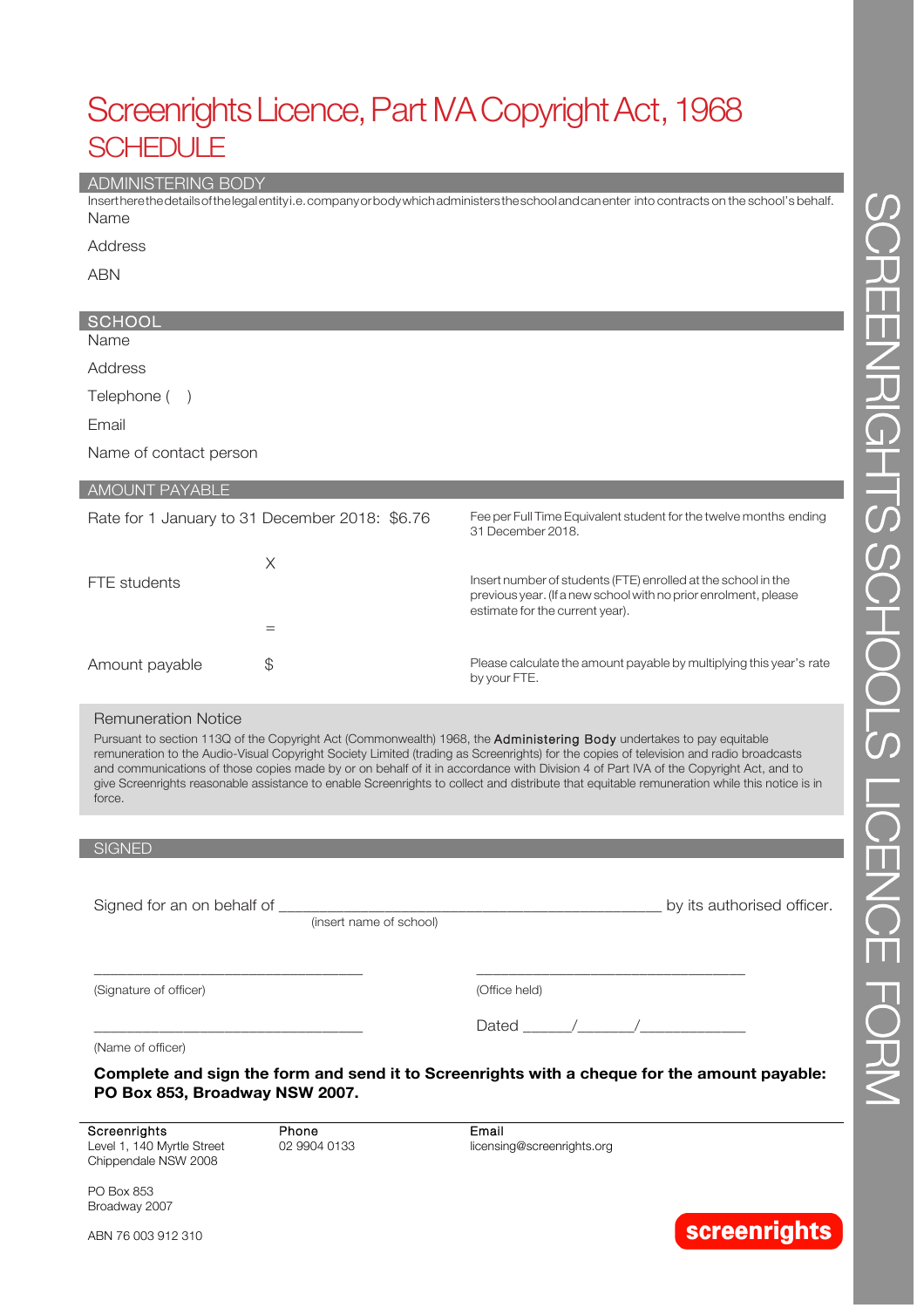# Screenrights Licence, Part IVA Copyright Act, 1968

## SCHEDULE

### ADMINISTERING BODY

Insert here the details of the legal entity i.e. company or body which administers the school and can enter into contracts on the school's behalf.

Name

Address

ABN

### SCHOOL

Name

Address

Telephone ( )

Email

Name of contact person

### AMOUNT PAYABLE

| | | |
|---|---|---|
| Rate for 1 January to 31 December 2018: $6.76 | | Fee per Full Time Equivalent student for the twelve months ending 31 December 2018. |
| | X | |
| FTE students | | Insert number of students (FTE) enrolled at the school in the previous year. (If a new school with no prior enrolment, please estimate for the current year). |
| | = | |
| Amount payable | $ | Please calculate the amount payable by multiplying this year's rate by your FTE. |

**Remuneration Notice**

Pursuant to section 113Q of the Copyright Act (Commonwealth) 1968, the **Administering Body** undertakes to pay equitable remuneration to the Audio-Visual Copyright Society Limited (trading as Screenrights) for the copies of television and radio broadcasts and communications of those copies made by or on behalf of it in accordance with Division 4 of Part IVA of the Copyright Act, and to give Screenrights reasonable assistance to enable Screenrights to collect and distribute that equitable remuneration while this notice is in force.

### SIGNED

Signed for an on behalf of _______________________________________________ by its authorised officer.
(insert name of school)

_________________________________ (Signature of officer)

_________________________________ (Office held)

_________________________________ (Name of officer)

Dated ______/_______/____________

**Complete and sign the form and send it to Screenrights with a cheque for the amount payable: PO Box 853, Broadway NSW 2007.**

Screenrights
Level 1, 140 Myrtle Street
Chippendale NSW 2008

PO Box 853
Broadway 2007

ABN 76 003 912 310

Phone
02 9904 0133

Email
licensing@screenrights.org

screenrights

SCREENRIGHTS SCHOOLS LICENCE FORM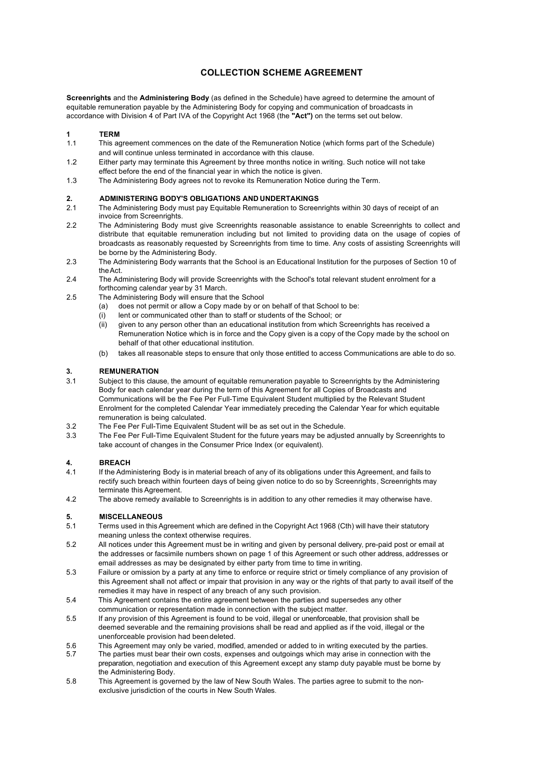# COLLECTION SCHEME AGREEMENT

**Screenrights** and the **Administering Body** (as defined in the Schedule) have agreed to determine the amount of equitable remuneration payable by the Administering Body for copying and communication of broadcasts in accordance with Division 4 of Part IVA of the Copyright Act 1968 (the **"Act")** on the terms set out below.

**1 TERM**

1.1 This agreement commences on the date of the Remuneration Notice (which forms part of the Schedule) and will continue unless terminated in accordance with this clause.

1.2 Either party may terminate this Agreement by three months notice in writing. Such notice will not take effect before the end of the financial year in which the notice is given.

1.3 The Administering Body agrees not to revoke its Remuneration Notice during the Term.

**2. ADMINISTERING BODY'S OBLIGATIONS AND UNDERTAKINGS**

2.1 The Administering Body must pay Equitable Remuneration to Screenrights within 30 days of receipt of an invoice from Screenrights.

2.2 The Administering Body must give Screenrights reasonable assistance to enable Screenrights to collect and distribute that equitable remuneration including but not limited to providing data on the usage of copies of broadcasts as reasonably requested by Screenrights from time to time. Any costs of assisting Screenrights will be borne by the Administering Body.

2.3 The Administering Body warrants that the School is an Educational Institution for the purposes of Section 10 of the Act.

2.4 The Administering Body will provide Screenrights with the School's total relevant student enrolment for a forthcoming calendar year by 31 March.

2.5 The Administering Body will ensure that the School

(a) does not permit or allow a Copy made by or on behalf of that School to be:

(i) lent or communicated other than to staff or students of the School; or

(ii) given to any person other than an educational institution from which Screenrights has received a Remuneration Notice which is in force and the Copy given is a copy of the Copy made by the school on behalf of that other educational institution.

(b) takes all reasonable steps to ensure that only those entitled to access Communications are able to do so.

**3. REMUNERATION**

3.1 Subject to this clause, the amount of equitable remuneration payable to Screenrights by the Administering Body for each calendar year during the term of this Agreement for all Copies of Broadcasts and Communications will be the Fee Per Full-Time Equivalent Student multiplied by the Relevant Student Enrolment for the completed Calendar Year immediately preceding the Calendar Year for which equitable remuneration is being calculated.

3.2 The Fee Per Full-Time Equivalent Student will be as set out in the Schedule.

3.3 The Fee Per Full-Time Equivalent Student for the future years may be adjusted annually by Screenrights to take account of changes in the Consumer Price Index (or equivalent).

**4. BREACH**

4.1 If the Administering Body is in material breach of any of its obligations under this Agreement, and fails to rectify such breach within fourteen days of being given notice to do so by Screenrights, Screenrights may terminate this Agreement.

4.2 The above remedy available to Screenrights is in addition to any other remedies it may otherwise have.

**5. MISCELLANEOUS**

5.1 Terms used in this Agreement which are defined in the Copyright Act 1968 (Cth) will have their statutory meaning unless the context otherwise requires.

5.2 All notices under this Agreement must be in writing and given by personal delivery, pre-paid post or email at the addresses or facsimile numbers shown on page 1 of this Agreement or such other address, addresses or email addresses as may be designated by either party from time to time in writing.

5.3 Failure or omission by a party at any time to enforce or require strict or timely compliance of any provision of this Agreement shall not affect or impair that provision in any way or the rights of that party to avail itself of the remedies it may have in respect of any breach of any such provision.

5.4 This Agreement contains the entire agreement between the parties and supersedes any other communication or representation made in connection with the subject matter.

5.5 If any provision of this Agreement is found to be void, illegal or unenforceable, that provision shall be deemed severable and the remaining provisions shall be read and applied as if the void, illegal or the unenforceable provision had been deleted.

5.6 This Agreement may only be varied, modified, amended or added to in writing executed by the parties.

5.7 The parties must bear their own costs, expenses and outgoings which may arise in connection with the preparation, negotiation and execution of this Agreement except any stamp duty payable must be borne by the Administering Body.

5.8 This Agreement is governed by the law of New South Wales. The parties agree to submit to the non-exclusive jurisdiction of the courts in New South Wales.